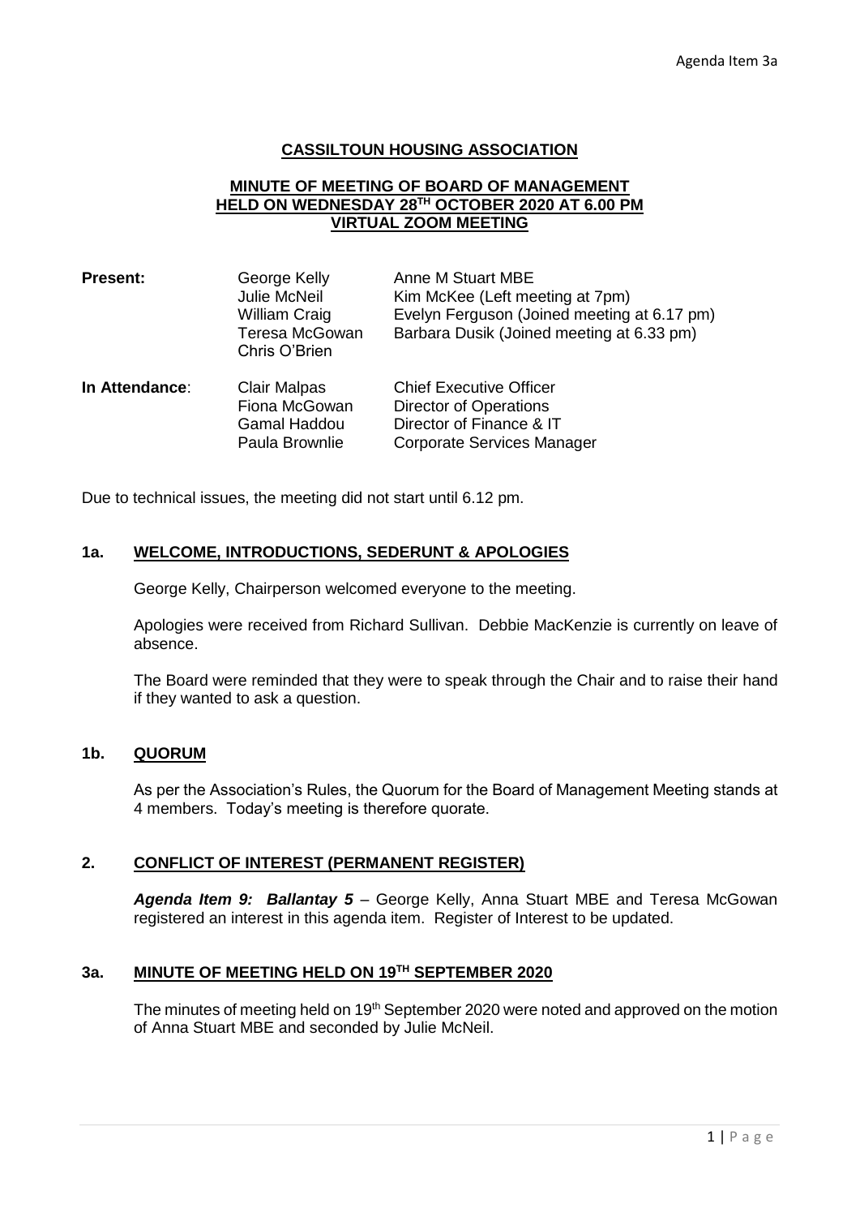Agenda Item 3a

# CASSILTOUN HOUSING ASSOCIATION

## MINUTE OF MEETING OF BOARD OF MANAGEMENT HELD ON WEDNESDAY 28TH OCTOBER 2020 AT 6.00 PM VIRTUAL ZOOM MEETING

| | | |
|---|---|---|
| **Present:** | George Kelly | Anne M Stuart MBE |
| | Julie McNeil | Kim McKee (Left meeting at 7pm) |
| | William Craig | Evelyn Ferguson (Joined meeting at 6.17 pm) |
| | Teresa McGowan | Barbara Dusik (Joined meeting at 6.33 pm) |
| | Chris O'Brien | |
| **In Attendance**: | Clair Malpas | Chief Executive Officer |
| | Fiona McGowan | Director of Operations |
| | Gamal Haddou | Director of Finance & IT |
| | Paula Brownlie | Corporate Services Manager |

Due to technical issues, the meeting did not start until 6.12 pm.

**1a. WELCOME, INTRODUCTIONS, SEDERUNT & APOLOGIES**

George Kelly, Chairperson welcomed everyone to the meeting.

Apologies were received from Richard Sullivan. Debbie MacKenzie is currently on leave of absence.

The Board were reminded that they were to speak through the Chair and to raise their hand if they wanted to ask a question.

**1b. QUORUM**

As per the Association's Rules, the Quorum for the Board of Management Meeting stands at 4 members. Today's meeting is therefore quorate.

**2. CONFLICT OF INTEREST (PERMANENT REGISTER)**

***Agenda Item 9: Ballantay 5*** – George Kelly, Anna Stuart MBE and Teresa McGowan registered an interest in this agenda item. Register of Interest to be updated.

**3a. MINUTE OF MEETING HELD ON 19TH SEPTEMBER 2020**

The minutes of meeting held on 19th September 2020 were noted and approved on the motion of Anna Stuart MBE and seconded by Julie McNeil.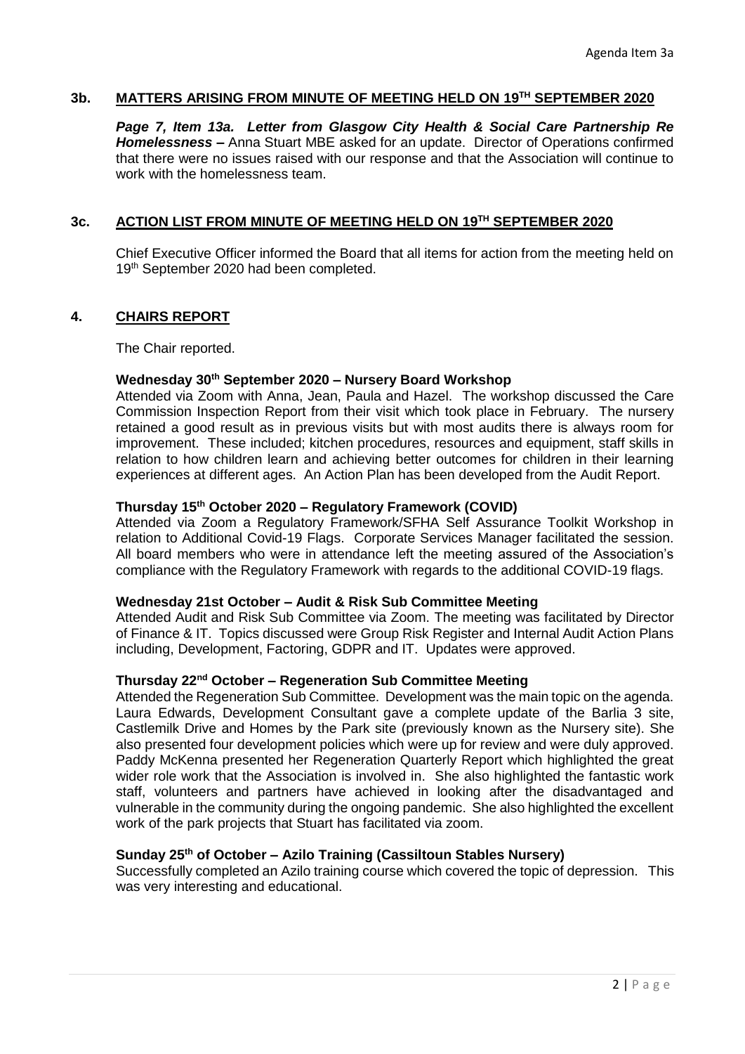### 3b. MATTERS ARISING FROM MINUTE OF MEETING HELD ON 19TH SEPTEMBER 2020

***Page 7, Item 13a. Letter from Glasgow City Health & Social Care Partnership Re Homelessness –*** Anna Stuart MBE asked for an update. Director of Operations confirmed that there were no issues raised with our response and that the Association will continue to work with the homelessness team.

### 3c. ACTION LIST FROM MINUTE OF MEETING HELD ON 19TH SEPTEMBER 2020

Chief Executive Officer informed the Board that all items for action from the meeting held on 19th September 2020 had been completed.

### 4. CHAIRS REPORT

The Chair reported.

**Wednesday 30th September 2020 – Nursery Board Workshop**
Attended via Zoom with Anna, Jean, Paula and Hazel. The workshop discussed the Care Commission Inspection Report from their visit which took place in February. The nursery retained a good result as in previous visits but with most audits there is always room for improvement. These included; kitchen procedures, resources and equipment, staff skills in relation to how children learn and achieving better outcomes for children in their learning experiences at different ages. An Action Plan has been developed from the Audit Report.

**Thursday 15th October 2020 – Regulatory Framework (COVID)**
Attended via Zoom a Regulatory Framework/SFHA Self Assurance Toolkit Workshop in relation to Additional Covid-19 Flags. Corporate Services Manager facilitated the session. All board members who were in attendance left the meeting assured of the Association's compliance with the Regulatory Framework with regards to the additional COVID-19 flags.

**Wednesday 21st October – Audit & Risk Sub Committee Meeting**
Attended Audit and Risk Sub Committee via Zoom. The meeting was facilitated by Director of Finance & IT. Topics discussed were Group Risk Register and Internal Audit Action Plans including, Development, Factoring, GDPR and IT. Updates were approved.

**Thursday 22nd October – Regeneration Sub Committee Meeting**
Attended the Regeneration Sub Committee. Development was the main topic on the agenda. Laura Edwards, Development Consultant gave a complete update of the Barlia 3 site, Castlemilk Drive and Homes by the Park site (previously known as the Nursery site). She also presented four development policies which were up for review and were duly approved. Paddy McKenna presented her Regeneration Quarterly Report which highlighted the great wider role work that the Association is involved in. She also highlighted the fantastic work staff, volunteers and partners have achieved in looking after the disadvantaged and vulnerable in the community during the ongoing pandemic. She also highlighted the excellent work of the park projects that Stuart has facilitated via zoom.

**Sunday 25th of October – Azilo Training (Cassiltoun Stables Nursery)**
Successfully completed an Azilo training course which covered the topic of depression. This was very interesting and educational.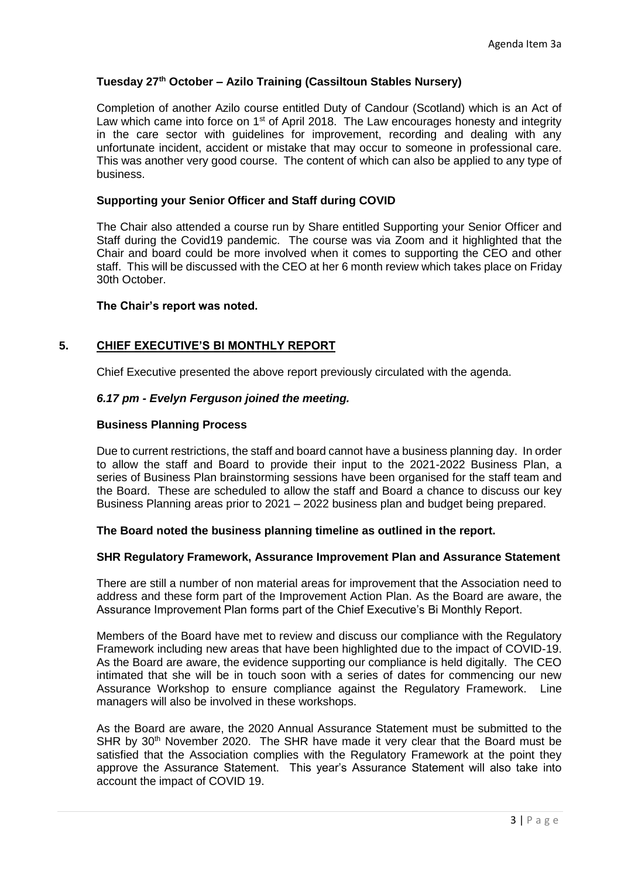**Tuesday 27th October – Azilo Training (Cassiltoun Stables Nursery)**

Completion of another Azilo course entitled Duty of Candour (Scotland) which is an Act of Law which came into force on 1st of April 2018. The Law encourages honesty and integrity in the care sector with guidelines for improvement, recording and dealing with any unfortunate incident, accident or mistake that may occur to someone in professional care. This was another very good course. The content of which can also be applied to any type of business.

**Supporting your Senior Officer and Staff during COVID**

The Chair also attended a course run by Share entitled Supporting your Senior Officer and Staff during the Covid19 pandemic. The course was via Zoom and it highlighted that the Chair and board could be more involved when it comes to supporting the CEO and other staff. This will be discussed with the CEO at her 6 month review which takes place on Friday 30th October.

**The Chair's report was noted.**

## 5. CHIEF EXECUTIVE'S BI MONTHLY REPORT

Chief Executive presented the above report previously circulated with the agenda.

***6.17 pm - Evelyn Ferguson joined the meeting.***

**Business Planning Process**

Due to current restrictions, the staff and board cannot have a business planning day. In order to allow the staff and Board to provide their input to the 2021-2022 Business Plan, a series of Business Plan brainstorming sessions have been organised for the staff team and the Board. These are scheduled to allow the staff and Board a chance to discuss our key Business Planning areas prior to 2021 – 2022 business plan and budget being prepared.

**The Board noted the business planning timeline as outlined in the report.**

**SHR Regulatory Framework, Assurance Improvement Plan and Assurance Statement**

There are still a number of non material areas for improvement that the Association need to address and these form part of the Improvement Action Plan. As the Board are aware, the Assurance Improvement Plan forms part of the Chief Executive's Bi Monthly Report.

Members of the Board have met to review and discuss our compliance with the Regulatory Framework including new areas that have been highlighted due to the impact of COVID-19. As the Board are aware, the evidence supporting our compliance is held digitally. The CEO intimated that she will be in touch soon with a series of dates for commencing our new Assurance Workshop to ensure compliance against the Regulatory Framework. Line managers will also be involved in these workshops.

As the Board are aware, the 2020 Annual Assurance Statement must be submitted to the SHR by 30th November 2020. The SHR have made it very clear that the Board must be satisfied that the Association complies with the Regulatory Framework at the point they approve the Assurance Statement. This year's Assurance Statement will also take into account the impact of COVID 19.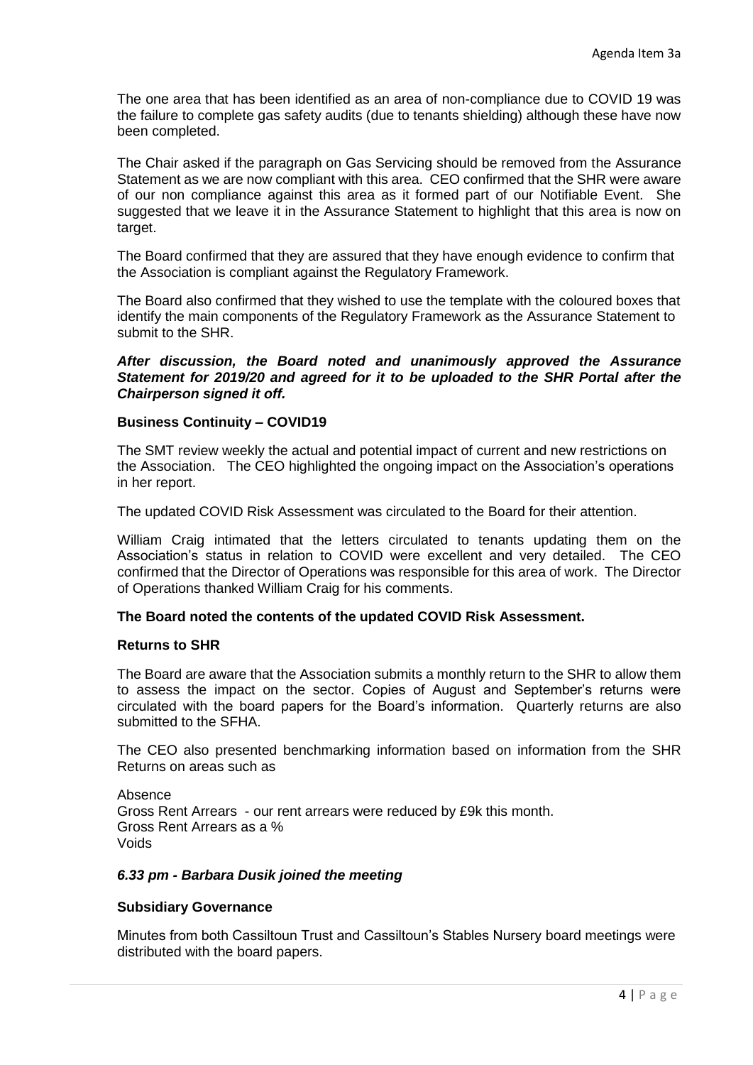The one area that has been identified as an area of non-compliance due to COVID 19 was the failure to complete gas safety audits (due to tenants shielding) although these have now been completed.

The Chair asked if the paragraph on Gas Servicing should be removed from the Assurance Statement as we are now compliant with this area. CEO confirmed that the SHR were aware of our non compliance against this area as it formed part of our Notifiable Event. She suggested that we leave it in the Assurance Statement to highlight that this area is now on target.

The Board confirmed that they are assured that they have enough evidence to confirm that the Association is compliant against the Regulatory Framework.

The Board also confirmed that they wished to use the template with the coloured boxes that identify the main components of the Regulatory Framework as the Assurance Statement to submit to the SHR.

***After discussion, the Board noted and unanimously approved the Assurance Statement for 2019/20 and agreed for it to be uploaded to the SHR Portal after the Chairperson signed it off.***

**Business Continuity – COVID19**

The SMT review weekly the actual and potential impact of current and new restrictions on the Association. The CEO highlighted the ongoing impact on the Association's operations in her report.

The updated COVID Risk Assessment was circulated to the Board for their attention.

William Craig intimated that the letters circulated to tenants updating them on the Association's status in relation to COVID were excellent and very detailed. The CEO confirmed that the Director of Operations was responsible for this area of work. The Director of Operations thanked William Craig for his comments.

**The Board noted the contents of the updated COVID Risk Assessment.**

**Returns to SHR**

The Board are aware that the Association submits a monthly return to the SHR to allow them to assess the impact on the sector. Copies of August and September's returns were circulated with the board papers for the Board's information. Quarterly returns are also submitted to the SFHA.

The CEO also presented benchmarking information based on information from the SHR Returns on areas such as

Absence
Gross Rent Arrears - our rent arrears were reduced by £9k this month.
Gross Rent Arrears as a %
Voids

***6.33 pm - Barbara Dusik joined the meeting***

**Subsidiary Governance**

Minutes from both Cassiltoun Trust and Cassiltoun's Stables Nursery board meetings were distributed with the board papers.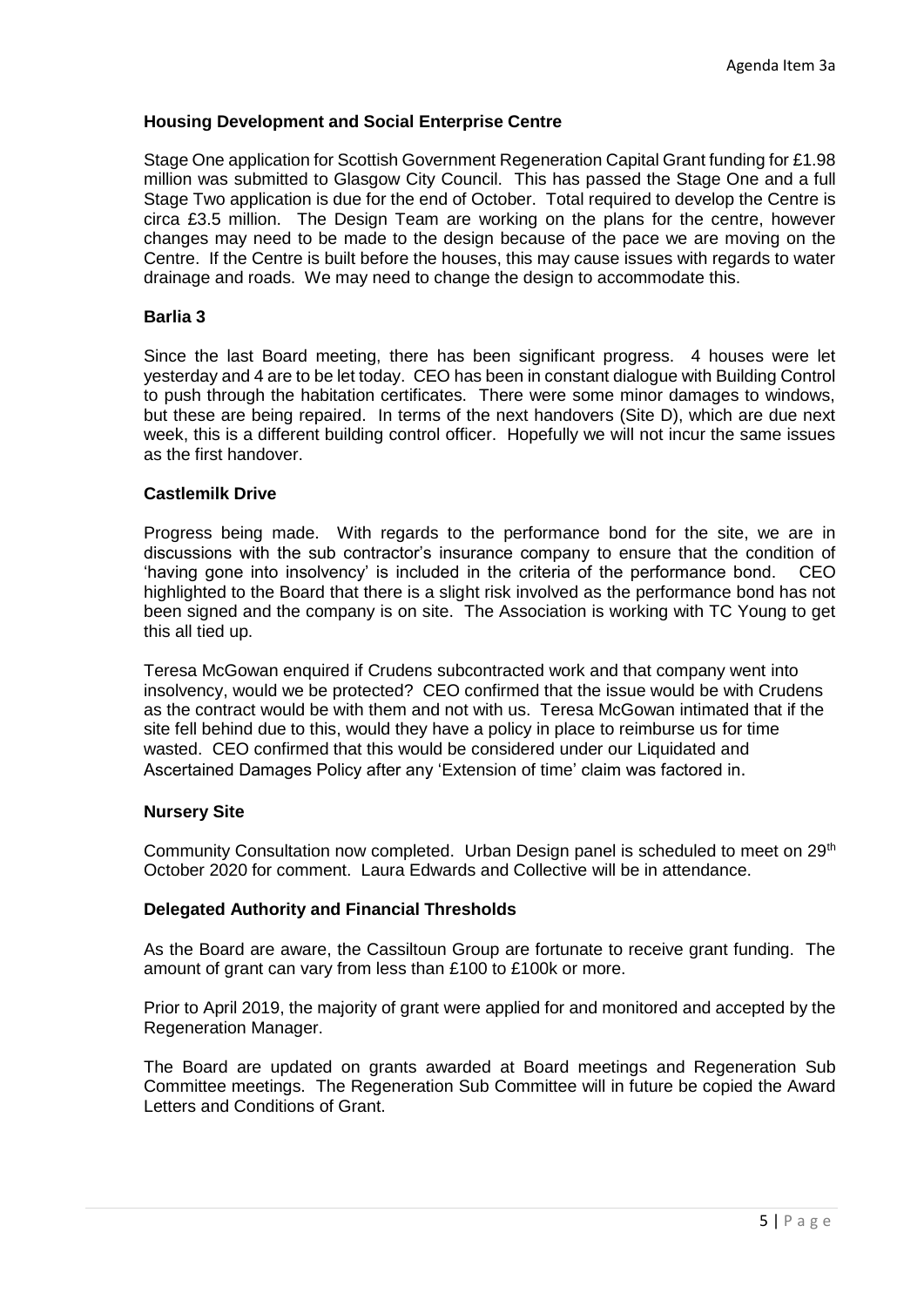### Housing Development and Social Enterprise Centre

Stage One application for Scottish Government Regeneration Capital Grant funding for £1.98 million was submitted to Glasgow City Council. This has passed the Stage One and a full Stage Two application is due for the end of October. Total required to develop the Centre is circa £3.5 million. The Design Team are working on the plans for the centre, however changes may need to be made to the design because of the pace we are moving on the Centre. If the Centre is built before the houses, this may cause issues with regards to water drainage and roads. We may need to change the design to accommodate this.

### Barlia 3

Since the last Board meeting, there has been significant progress. 4 houses were let yesterday and 4 are to be let today. CEO has been in constant dialogue with Building Control to push through the habitation certificates. There were some minor damages to windows, but these are being repaired. In terms of the next handovers (Site D), which are due next week, this is a different building control officer. Hopefully we will not incur the same issues as the first handover.

### Castlemilk Drive

Progress being made. With regards to the performance bond for the site, we are in discussions with the sub contractor's insurance company to ensure that the condition of 'having gone into insolvency' is included in the criteria of the performance bond. CEO highlighted to the Board that there is a slight risk involved as the performance bond has not been signed and the company is on site. The Association is working with TC Young to get this all tied up.

Teresa McGowan enquired if Crudens subcontracted work and that company went into insolvency, would we be protected? CEO confirmed that the issue would be with Crudens as the contract would be with them and not with us. Teresa McGowan intimated that if the site fell behind due to this, would they have a policy in place to reimburse us for time wasted. CEO confirmed that this would be considered under our Liquidated and Ascertained Damages Policy after any 'Extension of time' claim was factored in.

### Nursery Site

Community Consultation now completed. Urban Design panel is scheduled to meet on 29th October 2020 for comment. Laura Edwards and Collective will be in attendance.

### Delegated Authority and Financial Thresholds

As the Board are aware, the Cassiltoun Group are fortunate to receive grant funding. The amount of grant can vary from less than £100 to £100k or more.

Prior to April 2019, the majority of grant were applied for and monitored and accepted by the Regeneration Manager.

The Board are updated on grants awarded at Board meetings and Regeneration Sub Committee meetings. The Regeneration Sub Committee will in future be copied the Award Letters and Conditions of Grant.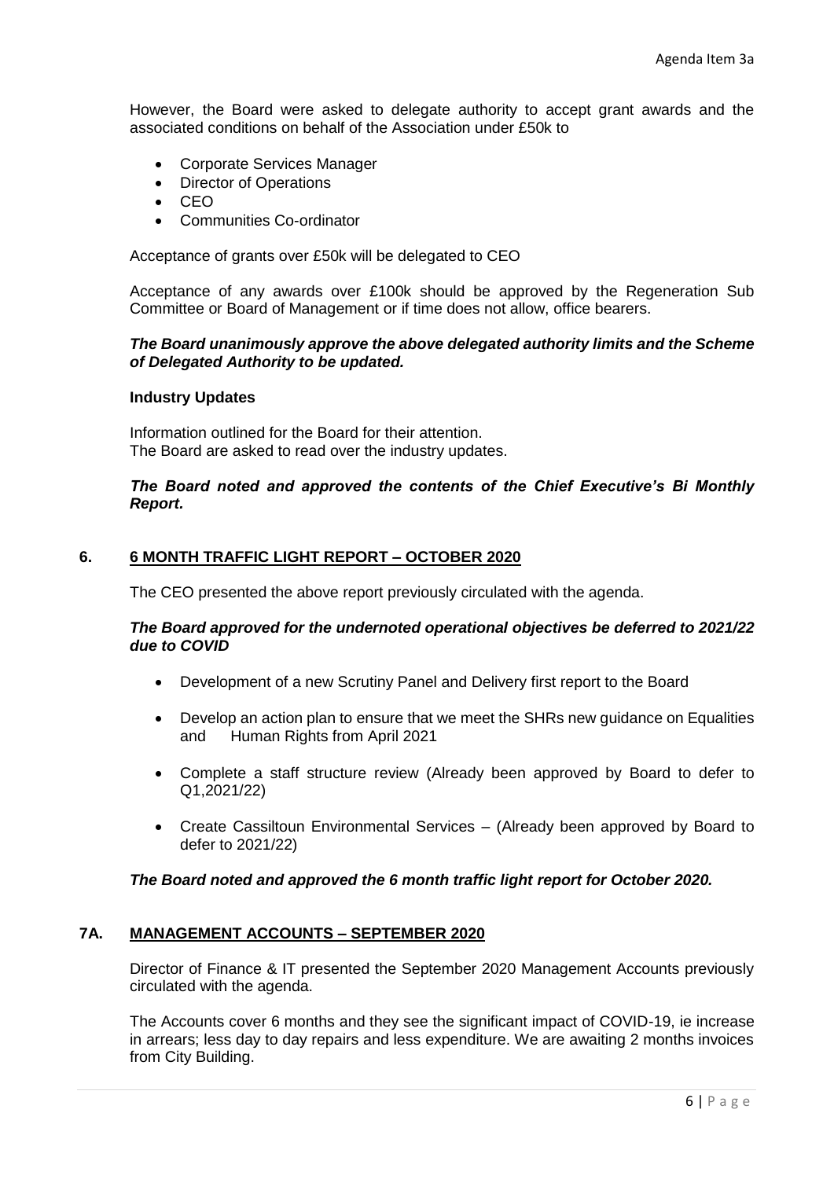However, the Board were asked to delegate authority to accept grant awards and the associated conditions on behalf of the Association under £50k to

- Corporate Services Manager
- Director of Operations
- CEO
- Communities Co-ordinator

Acceptance of grants over £50k will be delegated to CEO

Acceptance of any awards over £100k should be approved by the Regeneration Sub Committee or Board of Management or if time does not allow, office bearers.

***The Board unanimously approve the above delegated authority limits and the Scheme of Delegated Authority to be updated.***

**Industry Updates**

Information outlined for the Board for their attention.
The Board are asked to read over the industry updates.

***The Board noted and approved the contents of the Chief Executive's Bi Monthly Report.***

## 6. 6 MONTH TRAFFIC LIGHT REPORT – OCTOBER 2020

The CEO presented the above report previously circulated with the agenda.

***The Board approved for the undernoted operational objectives be deferred to 2021/22 due to COVID***

- Development of a new Scrutiny Panel and Delivery first report to the Board
- Develop an action plan to ensure that we meet the SHRs new guidance on Equalities and Human Rights from April 2021
- Complete a staff structure review (Already been approved by Board to defer to Q1,2021/22)
- Create Cassiltoun Environmental Services – (Already been approved by Board to defer to 2021/22)

***The Board noted and approved the 6 month traffic light report for October 2020.***

## 7A. MANAGEMENT ACCOUNTS – SEPTEMBER 2020

Director of Finance & IT presented the September 2020 Management Accounts previously circulated with the agenda.

The Accounts cover 6 months and they see the significant impact of COVID-19, ie increase in arrears; less day to day repairs and less expenditure. We are awaiting 2 months invoices from City Building.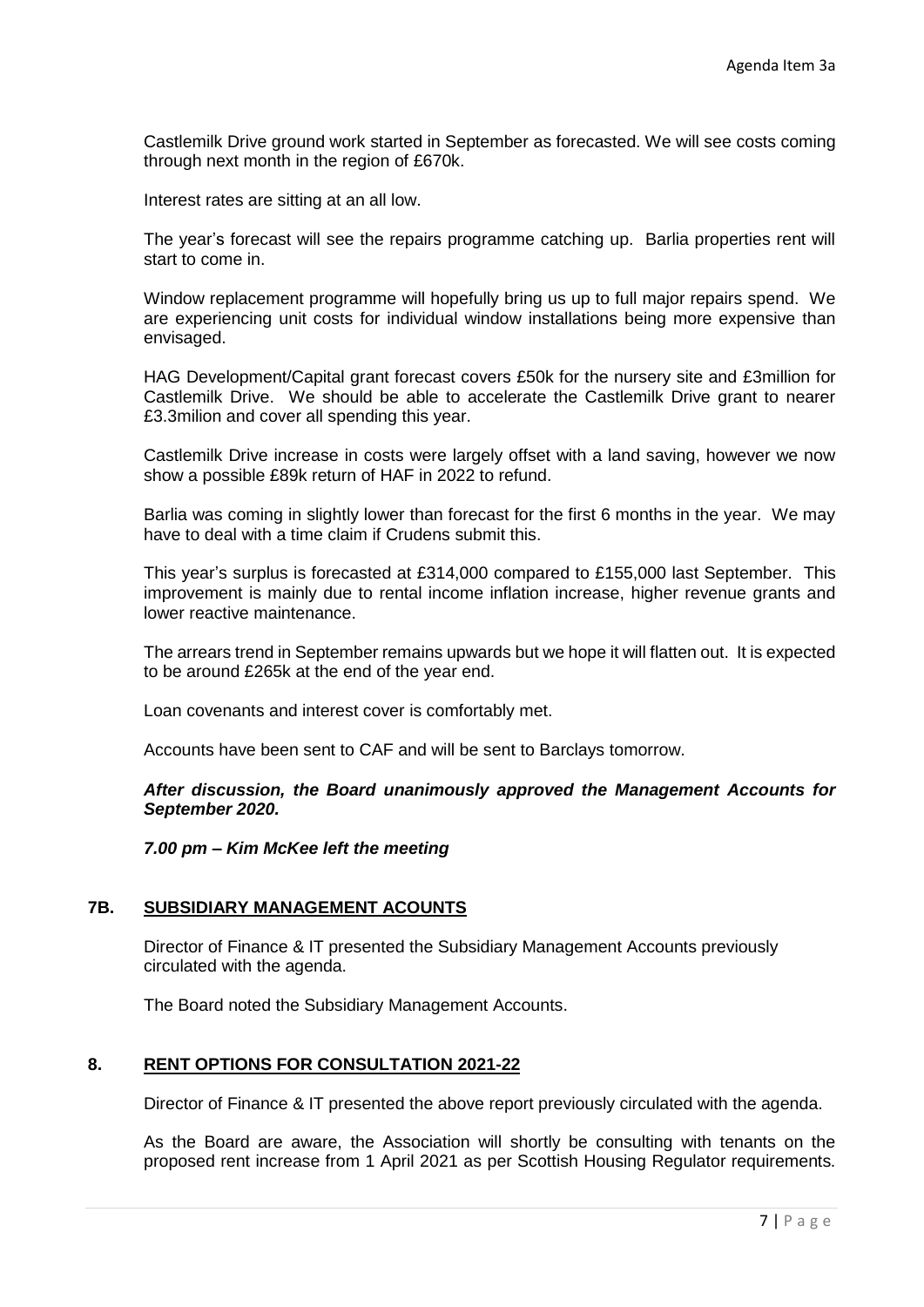Castlemilk Drive ground work started in September as forecasted. We will see costs coming through next month in the region of £670k.

Interest rates are sitting at an all low.

The year's forecast will see the repairs programme catching up. Barlia properties rent will start to come in.

Window replacement programme will hopefully bring us up to full major repairs spend. We are experiencing unit costs for individual window installations being more expensive than envisaged.

HAG Development/Capital grant forecast covers £50k for the nursery site and £3million for Castlemilk Drive. We should be able to accelerate the Castlemilk Drive grant to nearer £3.3milion and cover all spending this year.

Castlemilk Drive increase in costs were largely offset with a land saving, however we now show a possible £89k return of HAF in 2022 to refund.

Barlia was coming in slightly lower than forecast for the first 6 months in the year. We may have to deal with a time claim if Crudens submit this.

This year's surplus is forecasted at £314,000 compared to £155,000 last September. This improvement is mainly due to rental income inflation increase, higher revenue grants and lower reactive maintenance.

The arrears trend in September remains upwards but we hope it will flatten out. It is expected to be around £265k at the end of the year end.

Loan covenants and interest cover is comfortably met.

Accounts have been sent to CAF and will be sent to Barclays tomorrow.

***After discussion, the Board unanimously approved the Management Accounts for September 2020.***

***7.00 pm – Kim McKee left the meeting***

## 7B. SUBSIDIARY MANAGEMENT ACOUNTS

Director of Finance & IT presented the Subsidiary Management Accounts previously circulated with the agenda.

The Board noted the Subsidiary Management Accounts.

## 8. RENT OPTIONS FOR CONSULTATION 2021-22

Director of Finance & IT presented the above report previously circulated with the agenda.

As the Board are aware, the Association will shortly be consulting with tenants on the proposed rent increase from 1 April 2021 as per Scottish Housing Regulator requirements.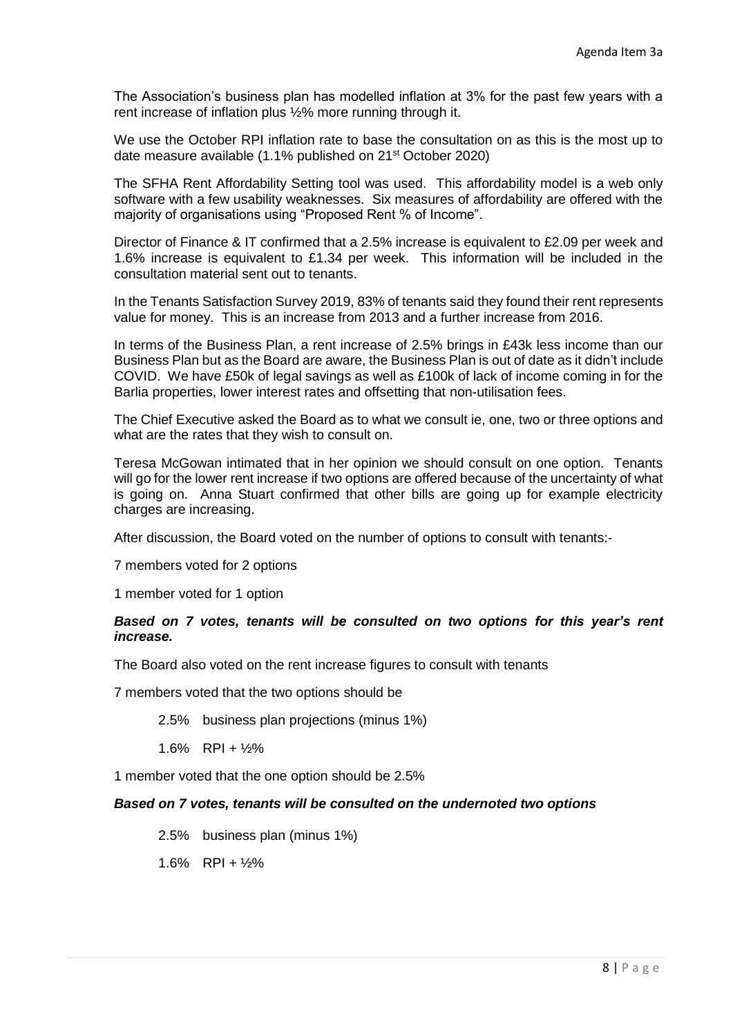The Association's business plan has modelled inflation at 3% for the past few years with a rent increase of inflation plus ½% more running through it.

We use the October RPI inflation rate to base the consultation on as this is the most up to date measure available (1.1% published on 21st October 2020)

The SFHA Rent Affordability Setting tool was used. This affordability model is a web only software with a few usability weaknesses. Six measures of affordability are offered with the majority of organisations using "Proposed Rent % of Income".

Director of Finance & IT confirmed that a 2.5% increase is equivalent to £2.09 per week and 1.6% increase is equivalent to £1.34 per week. This information will be included in the consultation material sent out to tenants.

In the Tenants Satisfaction Survey 2019, 83% of tenants said they found their rent represents value for money. This is an increase from 2013 and a further increase from 2016.

In terms of the Business Plan, a rent increase of 2.5% brings in £43k less income than our Business Plan but as the Board are aware, the Business Plan is out of date as it didn't include COVID. We have £50k of legal savings as well as £100k of lack of income coming in for the Barlia properties, lower interest rates and offsetting that non-utilisation fees.

The Chief Executive asked the Board as to what we consult ie, one, two or three options and what are the rates that they wish to consult on.

Teresa McGowan intimated that in her opinion we should consult on one option. Tenants will go for the lower rent increase if two options are offered because of the uncertainty of what is going on. Anna Stuart confirmed that other bills are going up for example electricity charges are increasing.

After discussion, the Board voted on the number of options to consult with tenants:-

7 members voted for 2 options

1 member voted for 1 option

***Based on 7 votes, tenants will be consulted on two options for this year's rent increase.***

The Board also voted on the rent increase figures to consult with tenants

7 members voted that the two options should be

2.5% business plan projections (minus 1%)

1.6% RPI + ½%

1 member voted that the one option should be 2.5%

***Based on 7 votes, tenants will be consulted on the undernoted two options***

2.5% business plan (minus 1%)

1.6% RPI + ½%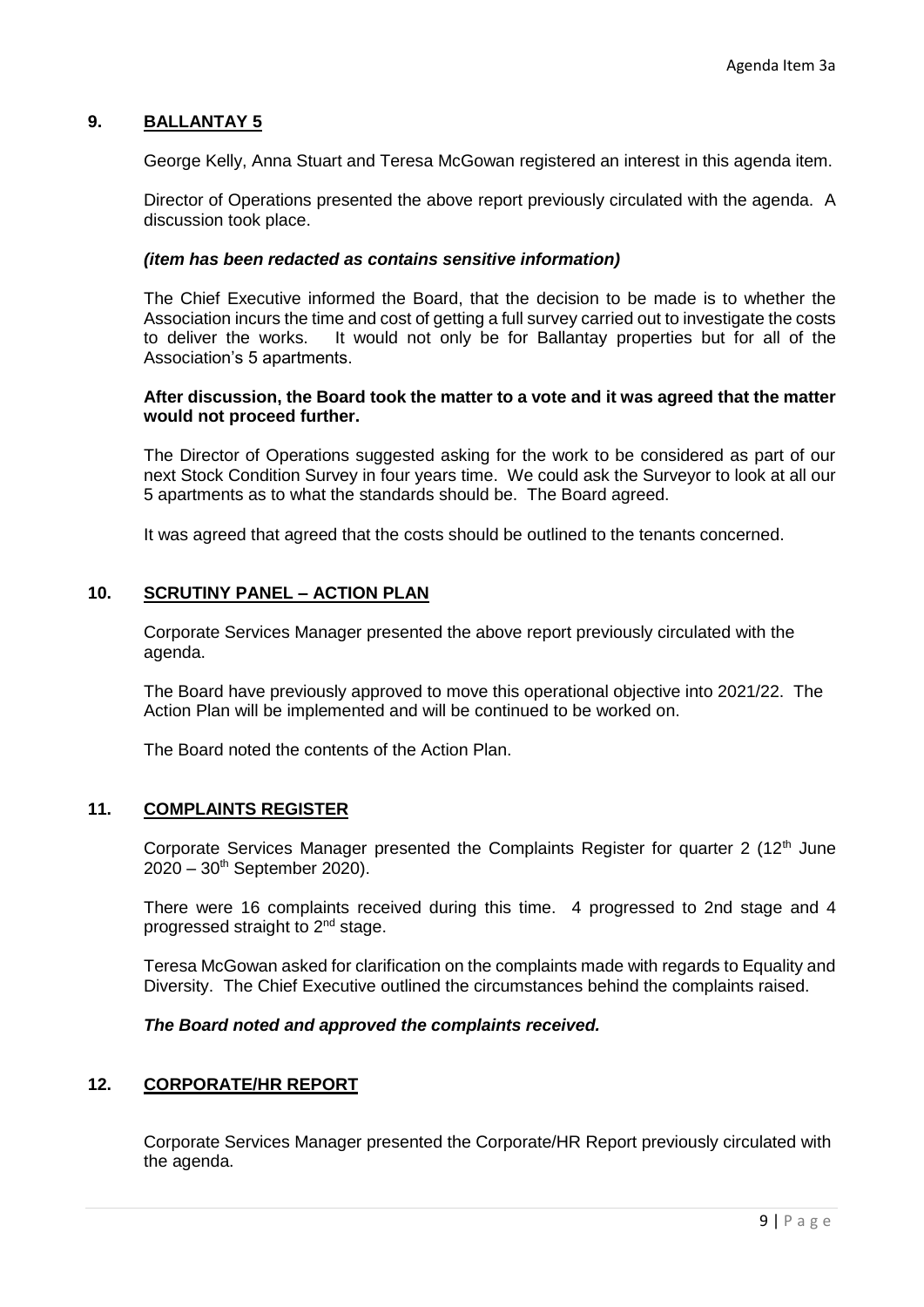## 9. BALLANTAY 5

George Kelly, Anna Stuart and Teresa McGowan registered an interest in this agenda item.

Director of Operations presented the above report previously circulated with the agenda. A discussion took place.

***(item has been redacted as contains sensitive information)***

The Chief Executive informed the Board, that the decision to be made is to whether the Association incurs the time and cost of getting a full survey carried out to investigate the costs to deliver the works. It would not only be for Ballantay properties but for all of the Association's 5 apartments.

**After discussion, the Board took the matter to a vote and it was agreed that the matter would not proceed further.**

The Director of Operations suggested asking for the work to be considered as part of our next Stock Condition Survey in four years time. We could ask the Surveyor to look at all our 5 apartments as to what the standards should be. The Board agreed.

It was agreed that agreed that the costs should be outlined to the tenants concerned.

## 10. SCRUTINY PANEL – ACTION PLAN

Corporate Services Manager presented the above report previously circulated with the agenda.

The Board have previously approved to move this operational objective into 2021/22. The Action Plan will be implemented and will be continued to be worked on.

The Board noted the contents of the Action Plan.

## 11. COMPLAINTS REGISTER

Corporate Services Manager presented the Complaints Register for quarter 2 (12th June 2020 – 30th September 2020).

There were 16 complaints received during this time. 4 progressed to 2nd stage and 4 progressed straight to 2nd stage.

Teresa McGowan asked for clarification on the complaints made with regards to Equality and Diversity. The Chief Executive outlined the circumstances behind the complaints raised.

***The Board noted and approved the complaints received.***

## 12. CORPORATE/HR REPORT

Corporate Services Manager presented the Corporate/HR Report previously circulated with the agenda.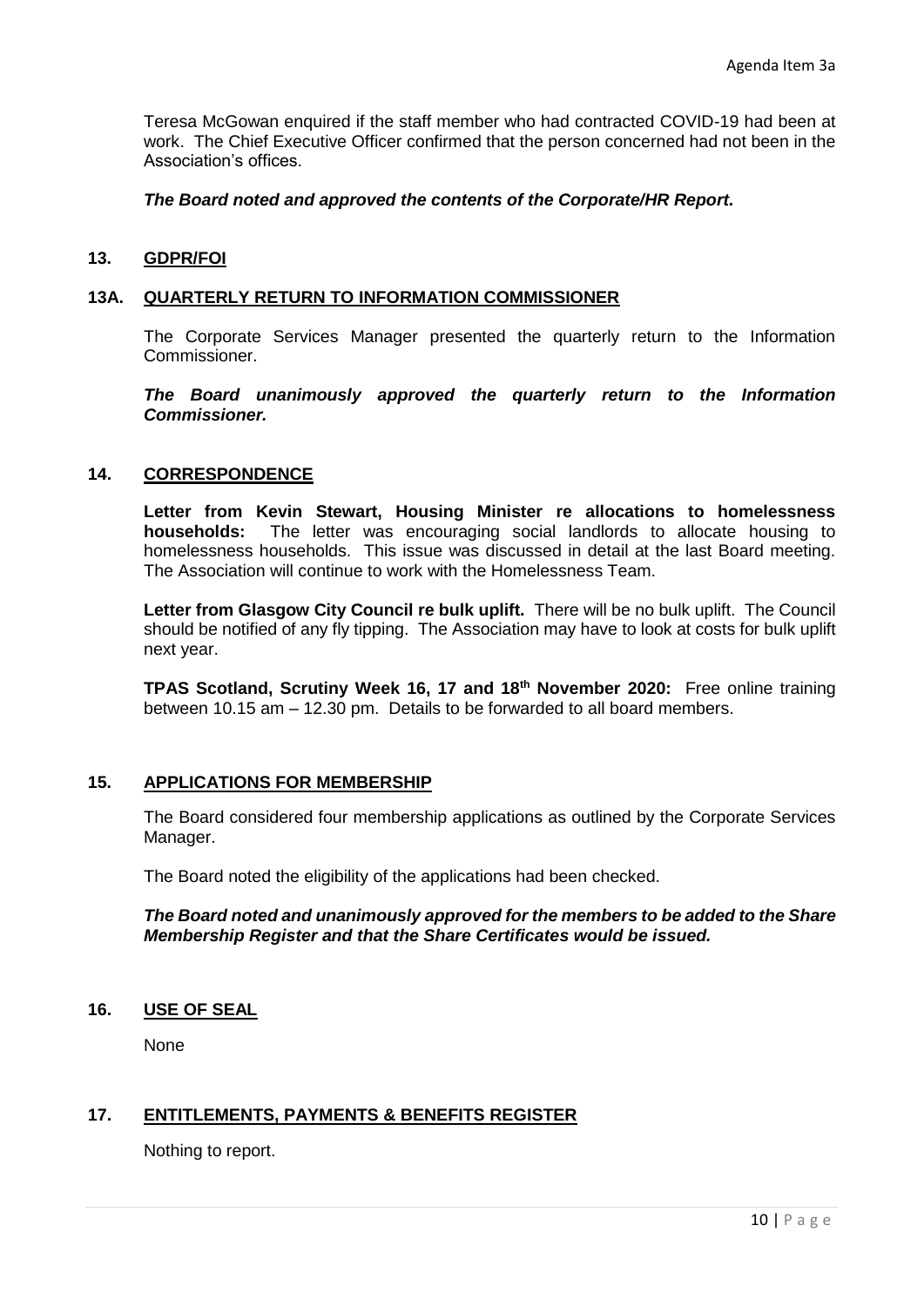Teresa McGowan enquired if the staff member who had contracted COVID-19 had been at work. The Chief Executive Officer confirmed that the person concerned had not been in the Association's offices.

***The Board noted and approved the contents of the Corporate/HR Report.***

## 13. GDPR/FOI

### 13A. QUARTERLY RETURN TO INFORMATION COMMISSIONER

The Corporate Services Manager presented the quarterly return to the Information Commissioner.

***The Board unanimously approved the quarterly return to the Information Commissioner.***

## 14. CORRESPONDENCE

**Letter from Kevin Stewart, Housing Minister re allocations to homelessness households:** The letter was encouraging social landlords to allocate housing to homelessness households. This issue was discussed in detail at the last Board meeting. The Association will continue to work with the Homelessness Team.

**Letter from Glasgow City Council re bulk uplift.** There will be no bulk uplift. The Council should be notified of any fly tipping. The Association may have to look at costs for bulk uplift next year.

**TPAS Scotland, Scrutiny Week 16, 17 and 18th November 2020:** Free online training between 10.15 am – 12.30 pm. Details to be forwarded to all board members.

## 15. APPLICATIONS FOR MEMBERSHIP

The Board considered four membership applications as outlined by the Corporate Services Manager.

The Board noted the eligibility of the applications had been checked.

***The Board noted and unanimously approved for the members to be added to the Share Membership Register and that the Share Certificates would be issued.***

## 16. USE OF SEAL

None

## 17. ENTITLEMENTS, PAYMENTS & BENEFITS REGISTER

Nothing to report.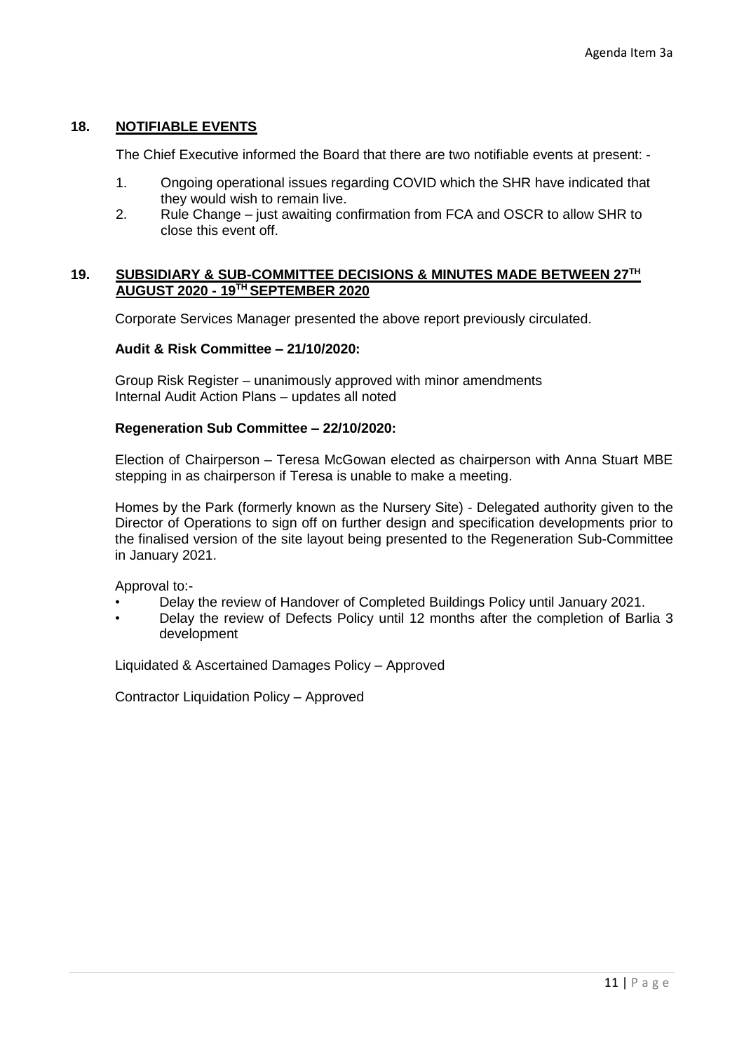Agenda Item 3a

## 18. NOTIFIABLE EVENTS

The Chief Executive informed the Board that there are two notifiable events at present: -

1. Ongoing operational issues regarding COVID which the SHR have indicated that they would wish to remain live.
2. Rule Change – just awaiting confirmation from FCA and OSCR to allow SHR to close this event off.

## 19. SUBSIDIARY & SUB-COMMITTEE DECISIONS & MINUTES MADE BETWEEN 27TH AUGUST 2020 - 19TH SEPTEMBER 2020

Corporate Services Manager presented the above report previously circulated.

**Audit & Risk Committee – 21/10/2020:**

Group Risk Register – unanimously approved with minor amendments
Internal Audit Action Plans – updates all noted

**Regeneration Sub Committee – 22/10/2020:**

Election of Chairperson – Teresa McGowan elected as chairperson with Anna Stuart MBE stepping in as chairperson if Teresa is unable to make a meeting.

Homes by the Park (formerly known as the Nursery Site) - Delegated authority given to the Director of Operations to sign off on further design and specification developments prior to the finalised version of the site layout being presented to the Regeneration Sub-Committee in January 2021.

Approval to:-

- Delay the review of Handover of Completed Buildings Policy until January 2021.
- Delay the review of Defects Policy until 12 months after the completion of Barlia 3 development

Liquidated & Ascertained Damages Policy – Approved

Contractor Liquidation Policy – Approved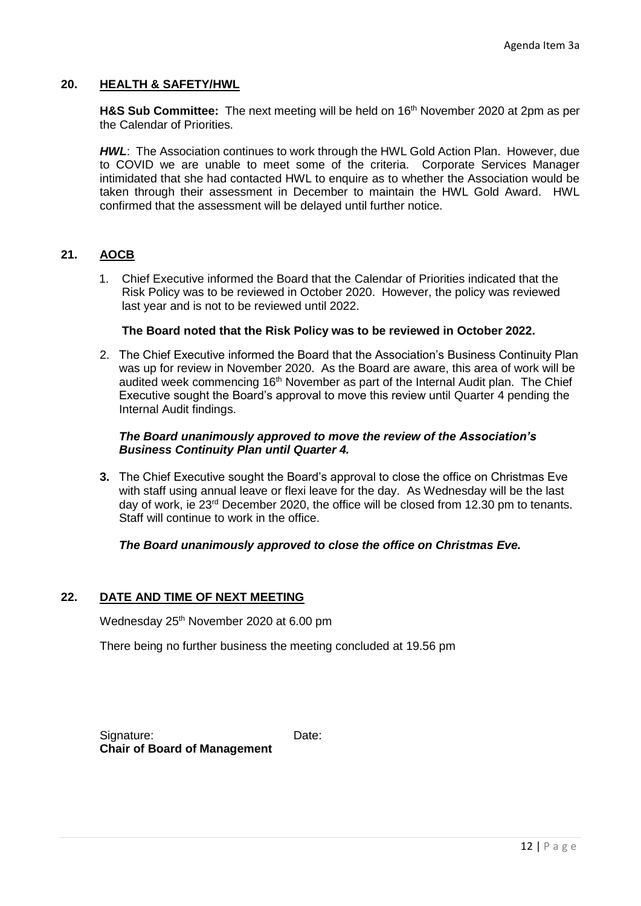Agenda Item 3a

## 20. HEALTH & SAFETY/HWL

**H&S Sub Committee:** The next meeting will be held on 16th November 2020 at 2pm as per the Calendar of Priorities.

***HWL***: The Association continues to work through the HWL Gold Action Plan. However, due to COVID we are unable to meet some of the criteria. Corporate Services Manager intimidated that she had contacted HWL to enquire as to whether the Association would be taken through their assessment in December to maintain the HWL Gold Award. HWL confirmed that the assessment will be delayed until further notice.

## 21. AOCB

1. Chief Executive informed the Board that the Calendar of Priorities indicated that the Risk Policy was to be reviewed in October 2020. However, the policy was reviewed last year and is not to be reviewed until 2022.

   **The Board noted that the Risk Policy was to be reviewed in October 2022.**

2. The Chief Executive informed the Board that the Association's Business Continuity Plan was up for review in November 2020. As the Board are aware, this area of work will be audited week commencing 16th November as part of the Internal Audit plan. The Chief Executive sought the Board's approval to move this review until Quarter 4 pending the Internal Audit findings.

   ***The Board unanimously approved to move the review of the Association's Business Continuity Plan until Quarter 4.***

3. The Chief Executive sought the Board's approval to close the office on Christmas Eve with staff using annual leave or flexi leave for the day. As Wednesday will be the last day of work, ie 23rd December 2020, the office will be closed from 12.30 pm to tenants. Staff will continue to work in the office.

   ***The Board unanimously approved to close the office on Christmas Eve.***

## 22. DATE AND TIME OF NEXT MEETING

Wednesday 25th November 2020 at 6.00 pm

There being no further business the meeting concluded at 19.56 pm

Signature: Date:
**Chair of Board of Management**